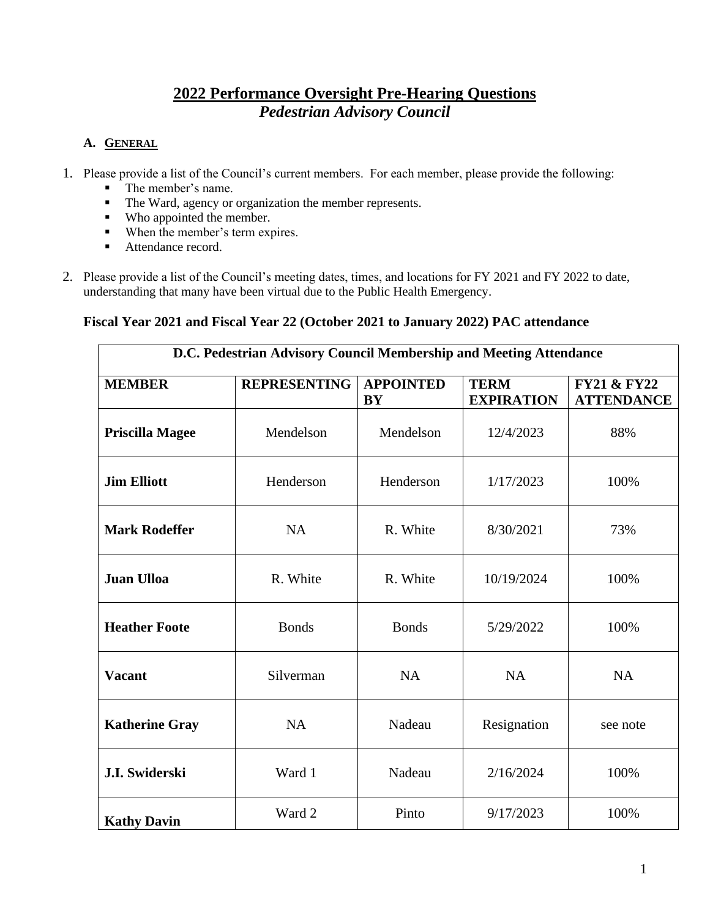# 2022 Performance Oversight Pre-Hearing Questions
## *Pedestrian Advisory Council*

### A. General

1. Please provide a list of the Council's current members. For each member, please provide the following:
   - The member's name.
   - The Ward, agency or organization the member represents.
   - Who appointed the member.
   - When the member's term expires.
   - Attendance record.

2. Please provide a list of the Council's meeting dates, times, and locations for FY 2021 and FY 2022 to date, understanding that many have been virtual due to the Public Health Emergency.

**Fiscal Year 2021 and Fiscal Year 22 (October 2021 to January 2022) PAC attendance**

| D.C. Pedestrian Advisory Council Membership and Meeting Attendance | | | | |
|---|---|---|---|---|
| **MEMBER** | **REPRESENTING** | **APPOINTED BY** | **TERM EXPIRATION** | **FY21 & FY22 ATTENDANCE** |
| **Priscilla Magee** | Mendelson | Mendelson | 12/4/2023 | 88% |
| **Jim Elliott** | Henderson | Henderson | 1/17/2023 | 100% |
| **Mark Rodeffer** | NA | R. White | 8/30/2021 | 73% |
| **Juan Ulloa** | R. White | R. White | 10/19/2024 | 100% |
| **Heather Foote** | Bonds | Bonds | 5/29/2022 | 100% |
| **Vacant** | Silverman | NA | NA | NA |
| **Katherine Gray** | NA | Nadeau | Resignation | see note |
| **J.I. Swiderski** | Ward 1 | Nadeau | 2/16/2024 | 100% |
| **Kathy Davin** | Ward 2 | Pinto | 9/17/2023 | 100% |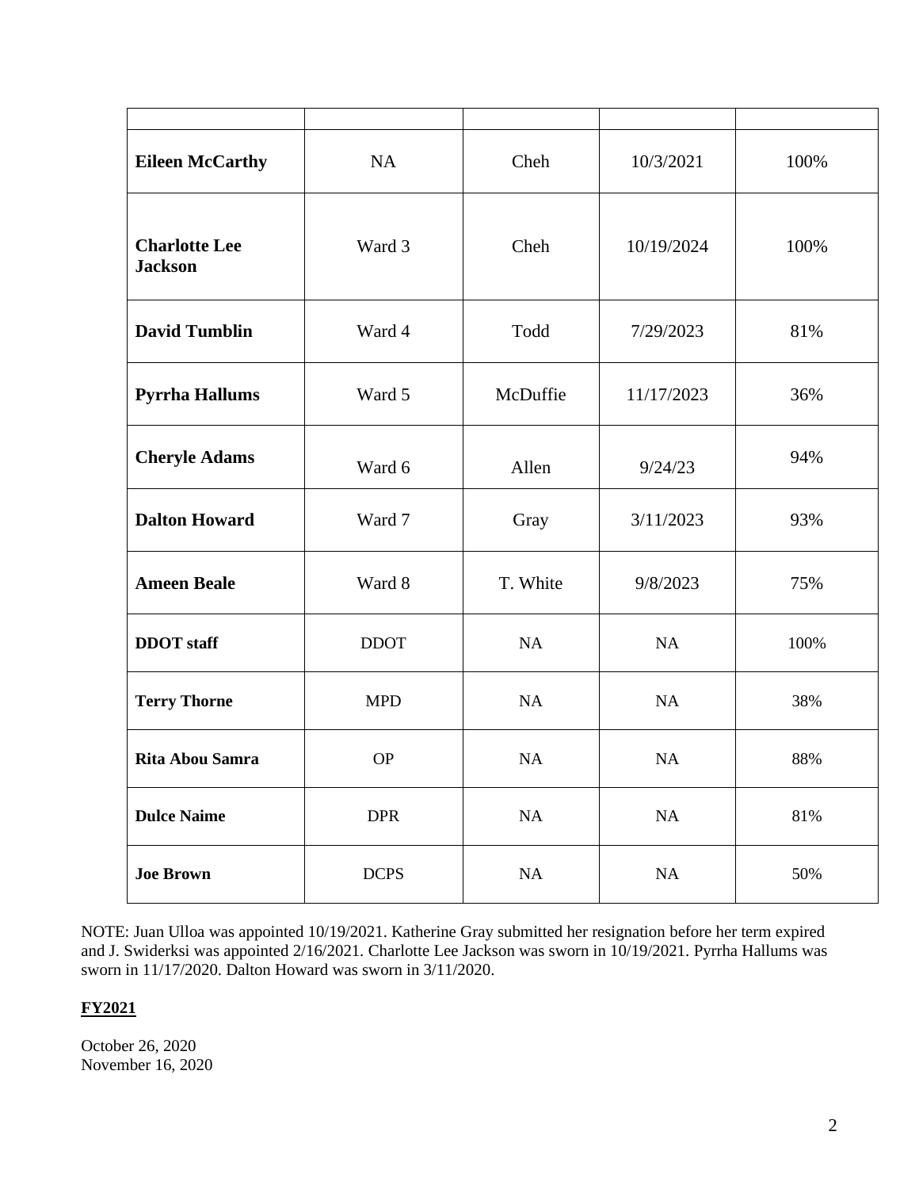| | | | | |
|---|---|---|---|---|
| **Eileen McCarthy** | NA | Cheh | 10/3/2021 | 100% |
| **Charlotte Lee Jackson** | Ward 3 | Cheh | 10/19/2024 | 100% |
| **David Tumblin** | Ward 4 | Todd | 7/29/2023 | 81% |
| **Pyrrha Hallums** | Ward 5 | McDuffie | 11/17/2023 | 36% |
| **Cheryle Adams** | Ward 6 | Allen | 9/24/23 | 94% |
| **Dalton Howard** | Ward 7 | Gray | 3/11/2023 | 93% |
| **Ameen Beale** | Ward 8 | T. White | 9/8/2023 | 75% |
| **DDOT staff** | DDOT | NA | NA | 100% |
| **Terry Thorne** | MPD | NA | NA | 38% |
| **Rita Abou Samra** | OP | NA | NA | 88% |
| **Dulce Naime** | DPR | NA | NA | 81% |
| **Joe Brown** | DCPS | NA | NA | 50% |

NOTE: Juan Ulloa was appointed 10/19/2021. Katherine Gray submitted her resignation before her term expired and J. Swiderksi was appointed 2/16/2021. Charlotte Lee Jackson was sworn in 10/19/2021. Pyrrha Hallums was sworn in 11/17/2020. Dalton Howard was sworn in 3/11/2020.

**FY2021**

October 26, 2020
November 16, 2020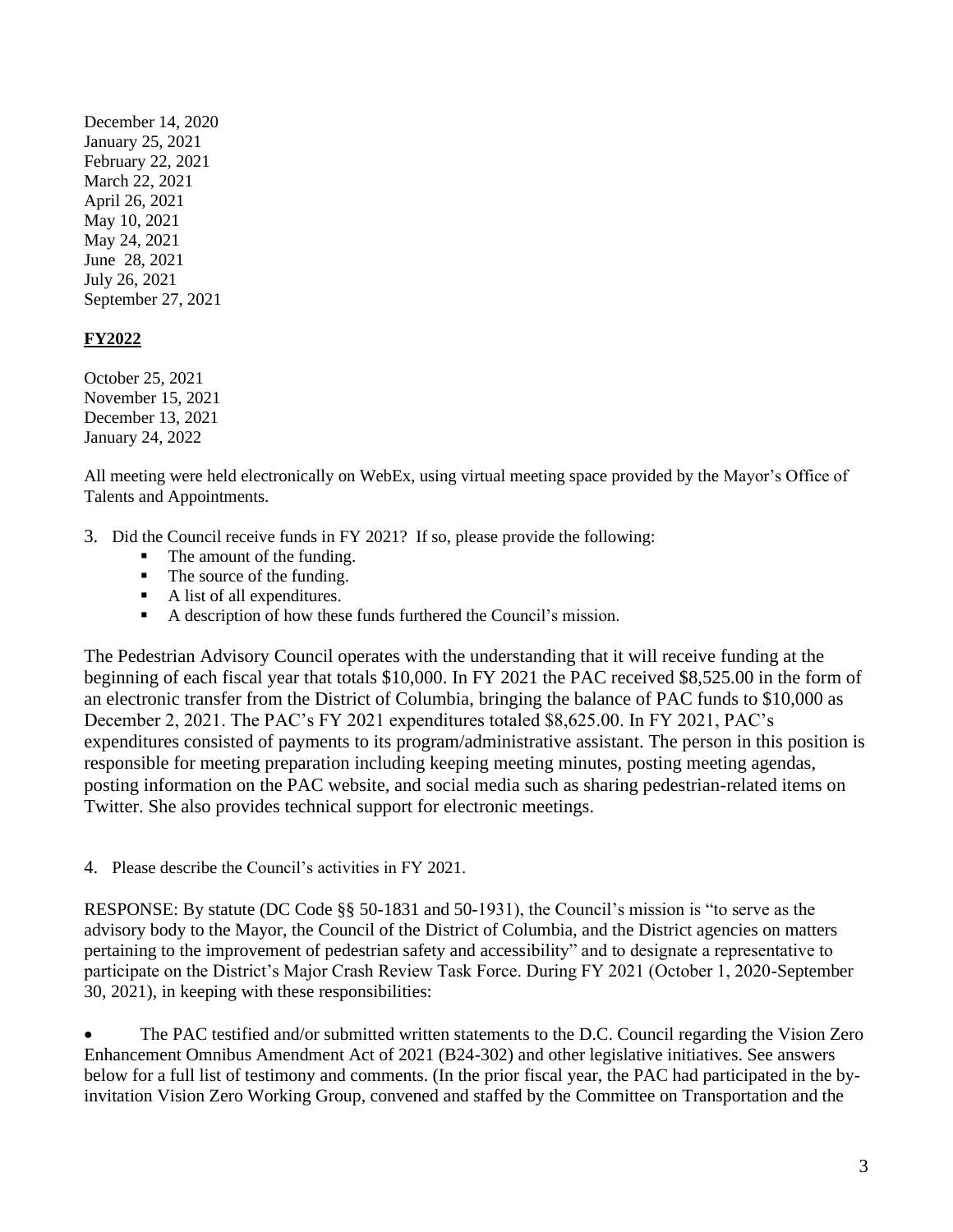December 14, 2020
January 25, 2021
February 22, 2021
March 22, 2021
April 26, 2021
May 10, 2021
May 24, 2021
June 28, 2021
July 26, 2021
September 27, 2021

**FY2022**

October 25, 2021
November 15, 2021
December 13, 2021
January 24, 2022

All meeting were held electronically on WebEx, using virtual meeting space provided by the Mayor's Office of Talents and Appointments.

3. Did the Council receive funds in FY 2021? If so, please provide the following:
   - The amount of the funding.
   - The source of the funding.
   - A list of all expenditures.
   - A description of how these funds furthered the Council's mission.

The Pedestrian Advisory Council operates with the understanding that it will receive funding at the beginning of each fiscal year that totals $10,000. In FY 2021 the PAC received $8,525.00 in the form of an electronic transfer from the District of Columbia, bringing the balance of PAC funds to $10,000 as December 2, 2021. The PAC's FY 2021 expenditures totaled $8,625.00. In FY 2021, PAC's expenditures consisted of payments to its program/administrative assistant. The person in this position is responsible for meeting preparation including keeping meeting minutes, posting meeting agendas, posting information on the PAC website, and social media such as sharing pedestrian-related items on Twitter. She also provides technical support for electronic meetings.

4. Please describe the Council's activities in FY 2021.

RESPONSE: By statute (DC Code §§ 50-1831 and 50-1931), the Council's mission is "to serve as the advisory body to the Mayor, the Council of the District of Columbia, and the District agencies on matters pertaining to the improvement of pedestrian safety and accessibility" and to designate a representative to participate on the District's Major Crash Review Task Force. During FY 2021 (October 1, 2020-September 30, 2021), in keeping with these responsibilities:

- The PAC testified and/or submitted written statements to the D.C. Council regarding the Vision Zero Enhancement Omnibus Amendment Act of 2021 (B24-302) and other legislative initiatives. See answers below for a full list of testimony and comments. (In the prior fiscal year, the PAC had participated in the by-invitation Vision Zero Working Group, convened and staffed by the Committee on Transportation and the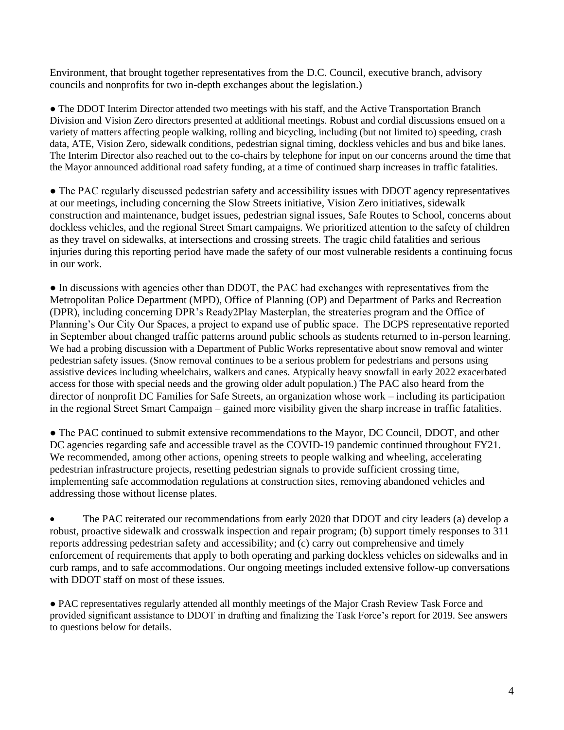Environment, that brought together representatives from the D.C. Council, executive branch, advisory councils and nonprofits for two in-depth exchanges about the legislation.)

- The DDOT Interim Director attended two meetings with his staff, and the Active Transportation Branch Division and Vision Zero directors presented at additional meetings. Robust and cordial discussions ensued on a variety of matters affecting people walking, rolling and bicycling, including (but not limited to) speeding, crash data, ATE, Vision Zero, sidewalk conditions, pedestrian signal timing, dockless vehicles and bus and bike lanes. The Interim Director also reached out to the co-chairs by telephone for input on our concerns around the time that the Mayor announced additional road safety funding, at a time of continued sharp increases in traffic fatalities.

- The PAC regularly discussed pedestrian safety and accessibility issues with DDOT agency representatives at our meetings, including concerning the Slow Streets initiative, Vision Zero initiatives, sidewalk construction and maintenance, budget issues, pedestrian signal issues, Safe Routes to School, concerns about dockless vehicles, and the regional Street Smart campaigns. We prioritized attention to the safety of children as they travel on sidewalks, at intersections and crossing streets. The tragic child fatalities and serious injuries during this reporting period have made the safety of our most vulnerable residents a continuing focus in our work.

- In discussions with agencies other than DDOT, the PAC had exchanges with representatives from the Metropolitan Police Department (MPD), Office of Planning (OP) and Department of Parks and Recreation (DPR), including concerning DPR's Ready2Play Masterplan, the streateries program and the Office of Planning's Our City Our Spaces, a project to expand use of public space. The DCPS representative reported in September about changed traffic patterns around public schools as students returned to in-person learning. We had a probing discussion with a Department of Public Works representative about snow removal and winter pedestrian safety issues. (Snow removal continues to be a serious problem for pedestrians and persons using assistive devices including wheelchairs, walkers and canes. Atypically heavy snowfall in early 2022 exacerbated access for those with special needs and the growing older adult population.) The PAC also heard from the director of nonprofit DC Families for Safe Streets, an organization whose work – including its participation in the regional Street Smart Campaign – gained more visibility given the sharp increase in traffic fatalities.

- The PAC continued to submit extensive recommendations to the Mayor, DC Council, DDOT, and other DC agencies regarding safe and accessible travel as the COVID-19 pandemic continued throughout FY21. We recommended, among other actions, opening streets to people walking and wheeling, accelerating pedestrian infrastructure projects, resetting pedestrian signals to provide sufficient crossing time, implementing safe accommodation regulations at construction sites, removing abandoned vehicles and addressing those without license plates.

- The PAC reiterated our recommendations from early 2020 that DDOT and city leaders (a) develop a robust, proactive sidewalk and crosswalk inspection and repair program; (b) support timely responses to 311 reports addressing pedestrian safety and accessibility; and (c) carry out comprehensive and timely enforcement of requirements that apply to both operating and parking dockless vehicles on sidewalks and in curb ramps, and to safe accommodations. Our ongoing meetings included extensive follow-up conversations with DDOT staff on most of these issues.

- PAC representatives regularly attended all monthly meetings of the Major Crash Review Task Force and provided significant assistance to DDOT in drafting and finalizing the Task Force's report for 2019. See answers to questions below for details.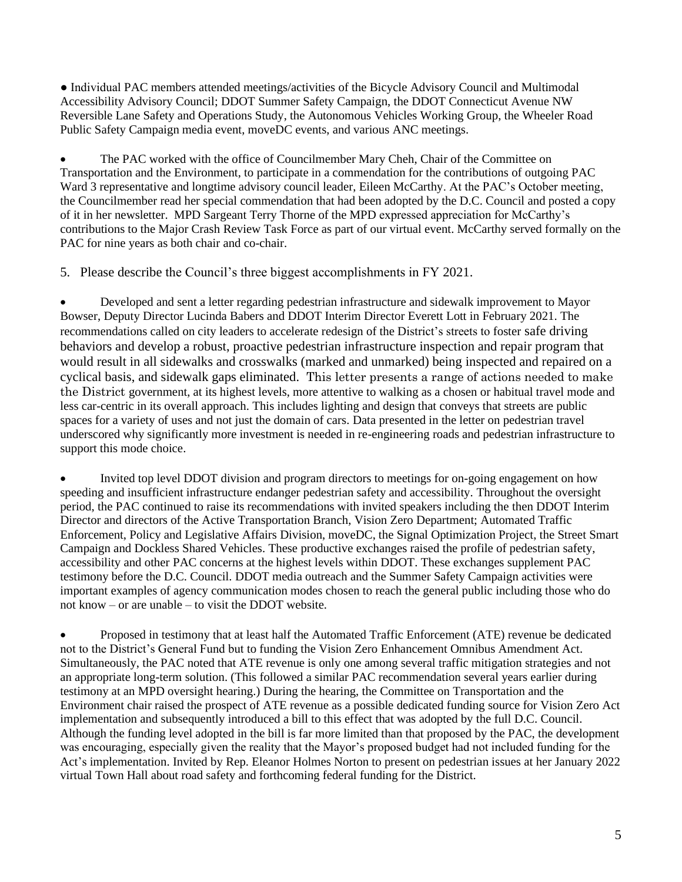- Individual PAC members attended meetings/activities of the Bicycle Advisory Council and Multimodal Accessibility Advisory Council; DDOT Summer Safety Campaign, the DDOT Connecticut Avenue NW Reversible Lane Safety and Operations Study, the Autonomous Vehicles Working Group, the Wheeler Road Public Safety Campaign media event, moveDC events, and various ANC meetings.

- The PAC worked with the office of Councilmember Mary Cheh, Chair of the Committee on Transportation and the Environment, to participate in a commendation for the contributions of outgoing PAC Ward 3 representative and longtime advisory council leader, Eileen McCarthy. At the PAC's October meeting, the Councilmember read her special commendation that had been adopted by the D.C. Council and posted a copy of it in her newsletter. MPD Sargeant Terry Thorne of the MPD expressed appreciation for McCarthy's contributions to the Major Crash Review Task Force as part of our virtual event. McCarthy served formally on the PAC for nine years as both chair and co-chair.

5. Please describe the Council's three biggest accomplishments in FY 2021.

- Developed and sent a letter regarding pedestrian infrastructure and sidewalk improvement to Mayor Bowser, Deputy Director Lucinda Babers and DDOT Interim Director Everett Lott in February 2021. The recommendations called on city leaders to accelerate redesign of the District's streets to foster safe driving behaviors and develop a robust, proactive pedestrian infrastructure inspection and repair program that would result in all sidewalks and crosswalks (marked and unmarked) being inspected and repaired on a cyclical basis, and sidewalk gaps eliminated. This letter presents a range of actions needed to make the District government, at its highest levels, more attentive to walking as a chosen or habitual travel mode and less car-centric in its overall approach. This includes lighting and design that conveys that streets are public spaces for a variety of uses and not just the domain of cars. Data presented in the letter on pedestrian travel underscored why significantly more investment is needed in re-engineering roads and pedestrian infrastructure to support this mode choice.

- Invited top level DDOT division and program directors to meetings for on-going engagement on how speeding and insufficient infrastructure endanger pedestrian safety and accessibility. Throughout the oversight period, the PAC continued to raise its recommendations with invited speakers including the then DDOT Interim Director and directors of the Active Transportation Branch, Vision Zero Department; Automated Traffic Enforcement, Policy and Legislative Affairs Division, moveDC, the Signal Optimization Project, the Street Smart Campaign and Dockless Shared Vehicles. These productive exchanges raised the profile of pedestrian safety, accessibility and other PAC concerns at the highest levels within DDOT. These exchanges supplement PAC testimony before the D.C. Council. DDOT media outreach and the Summer Safety Campaign activities were important examples of agency communication modes chosen to reach the general public including those who do not know – or are unable – to visit the DDOT website.

- Proposed in testimony that at least half the Automated Traffic Enforcement (ATE) revenue be dedicated not to the District's General Fund but to funding the Vision Zero Enhancement Omnibus Amendment Act. Simultaneously, the PAC noted that ATE revenue is only one among several traffic mitigation strategies and not an appropriate long-term solution. (This followed a similar PAC recommendation several years earlier during testimony at an MPD oversight hearing.) During the hearing, the Committee on Transportation and the Environment chair raised the prospect of ATE revenue as a possible dedicated funding source for Vision Zero Act implementation and subsequently introduced a bill to this effect that was adopted by the full D.C. Council. Although the funding level adopted in the bill is far more limited than that proposed by the PAC, the development was encouraging, especially given the reality that the Mayor's proposed budget had not included funding for the Act's implementation. Invited by Rep. Eleanor Holmes Norton to present on pedestrian issues at her January 2022 virtual Town Hall about road safety and forthcoming federal funding for the District.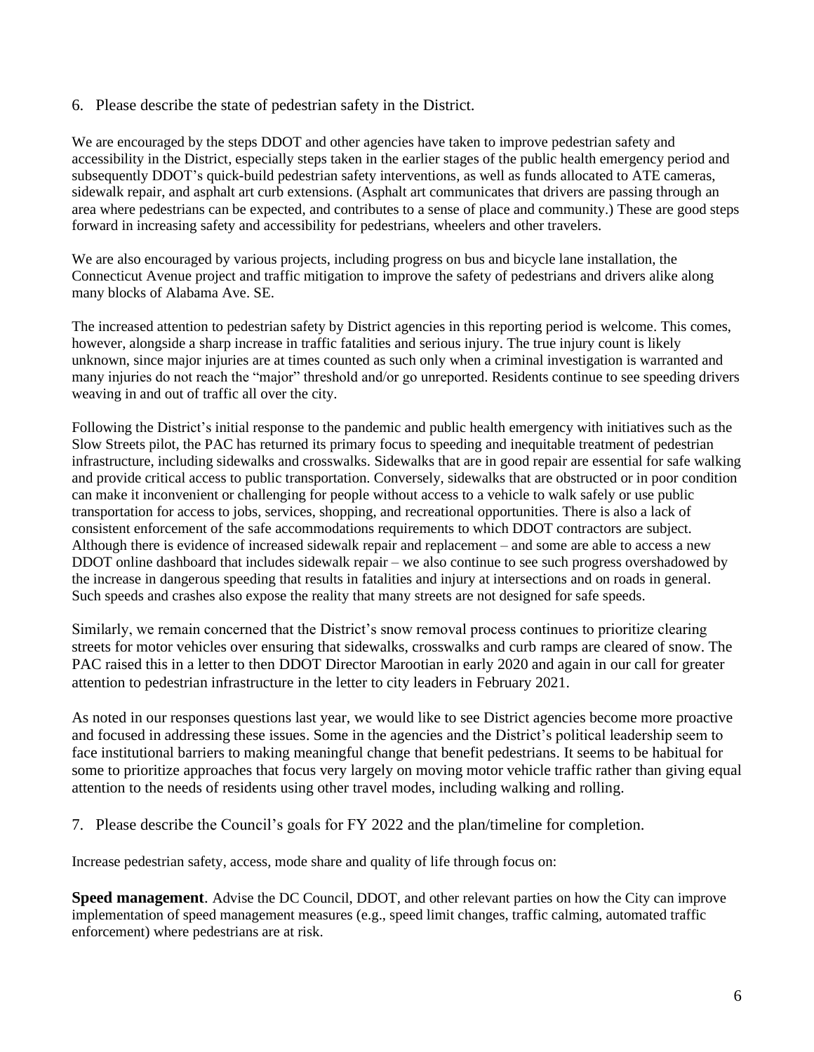6. Please describe the state of pedestrian safety in the District.

We are encouraged by the steps DDOT and other agencies have taken to improve pedestrian safety and accessibility in the District, especially steps taken in the earlier stages of the public health emergency period and subsequently DDOT's quick-build pedestrian safety interventions, as well as funds allocated to ATE cameras, sidewalk repair, and asphalt art curb extensions. (Asphalt art communicates that drivers are passing through an area where pedestrians can be expected, and contributes to a sense of place and community.) These are good steps forward in increasing safety and accessibility for pedestrians, wheelers and other travelers.

We are also encouraged by various projects, including progress on bus and bicycle lane installation, the Connecticut Avenue project and traffic mitigation to improve the safety of pedestrians and drivers alike along many blocks of Alabama Ave. SE.

The increased attention to pedestrian safety by District agencies in this reporting period is welcome. This comes, however, alongside a sharp increase in traffic fatalities and serious injury. The true injury count is likely unknown, since major injuries are at times counted as such only when a criminal investigation is warranted and many injuries do not reach the "major" threshold and/or go unreported. Residents continue to see speeding drivers weaving in and out of traffic all over the city.

Following the District's initial response to the pandemic and public health emergency with initiatives such as the Slow Streets pilot, the PAC has returned its primary focus to speeding and inequitable treatment of pedestrian infrastructure, including sidewalks and crosswalks. Sidewalks that are in good repair are essential for safe walking and provide critical access to public transportation. Conversely, sidewalks that are obstructed or in poor condition can make it inconvenient or challenging for people without access to a vehicle to walk safely or use public transportation for access to jobs, services, shopping, and recreational opportunities. There is also a lack of consistent enforcement of the safe accommodations requirements to which DDOT contractors are subject. Although there is evidence of increased sidewalk repair and replacement – and some are able to access a new DDOT online dashboard that includes sidewalk repair – we also continue to see such progress overshadowed by the increase in dangerous speeding that results in fatalities and injury at intersections and on roads in general. Such speeds and crashes also expose the reality that many streets are not designed for safe speeds.

Similarly, we remain concerned that the District's snow removal process continues to prioritize clearing streets for motor vehicles over ensuring that sidewalks, crosswalks and curb ramps are cleared of snow. The PAC raised this in a letter to then DDOT Director Marootian in early 2020 and again in our call for greater attention to pedestrian infrastructure in the letter to city leaders in February 2021.

As noted in our responses questions last year, we would like to see District agencies become more proactive and focused in addressing these issues. Some in the agencies and the District's political leadership seem to face institutional barriers to making meaningful change that benefit pedestrians. It seems to be habitual for some to prioritize approaches that focus very largely on moving motor vehicle traffic rather than giving equal attention to the needs of residents using other travel modes, including walking and rolling.

7. Please describe the Council's goals for FY 2022 and the plan/timeline for completion.

Increase pedestrian safety, access, mode share and quality of life through focus on:

**Speed management**. Advise the DC Council, DDOT, and other relevant parties on how the City can improve implementation of speed management measures (e.g., speed limit changes, traffic calming, automated traffic enforcement) where pedestrians are at risk.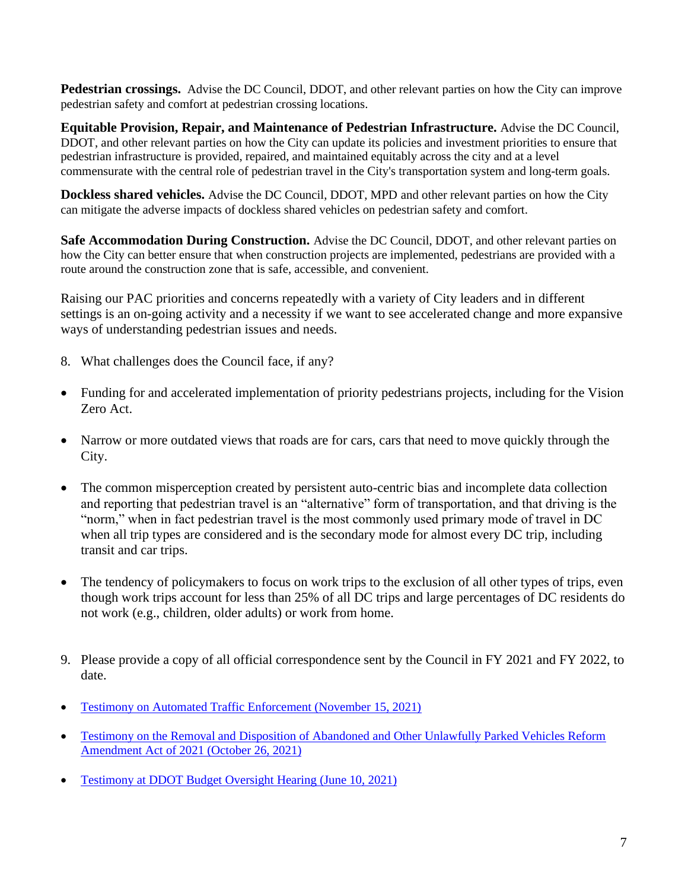**Pedestrian crossings.** Advise the DC Council, DDOT, and other relevant parties on how the City can improve pedestrian safety and comfort at pedestrian crossing locations.

**Equitable Provision, Repair, and Maintenance of Pedestrian Infrastructure.** Advise the DC Council, DDOT, and other relevant parties on how the City can update its policies and investment priorities to ensure that pedestrian infrastructure is provided, repaired, and maintained equitably across the city and at a level commensurate with the central role of pedestrian travel in the City's transportation system and long-term goals.

**Dockless shared vehicles.** Advise the DC Council, DDOT, MPD and other relevant parties on how the City can mitigate the adverse impacts of dockless shared vehicles on pedestrian safety and comfort.

**Safe Accommodation During Construction.** Advise the DC Council, DDOT, and other relevant parties on how the City can better ensure that when construction projects are implemented, pedestrians are provided with a route around the construction zone that is safe, accessible, and convenient.

Raising our PAC priorities and concerns repeatedly with a variety of City leaders and in different settings is an on-going activity and a necessity if we want to see accelerated change and more expansive ways of understanding pedestrian issues and needs.

8. What challenges does the Council face, if any?

- Funding for and accelerated implementation of priority pedestrians projects, including for the Vision Zero Act.
- Narrow or more outdated views that roads are for cars, cars that need to move quickly through the City.
- The common misperception created by persistent auto-centric bias and incomplete data collection and reporting that pedestrian travel is an "alternative" form of transportation, and that driving is the "norm," when in fact pedestrian travel is the most commonly used primary mode of travel in DC when all trip types are considered and is the secondary mode for almost every DC trip, including transit and car trips.
- The tendency of policymakers to focus on work trips to the exclusion of all other types of trips, even though work trips account for less than 25% of all DC trips and large percentages of DC residents do not work (e.g., children, older adults) or work from home.

9. Please provide a copy of all official correspondence sent by the Council in FY 2021 and FY 2022, to date.

- Testimony on Automated Traffic Enforcement (November 15, 2021)
- Testimony on the Removal and Disposition of Abandoned and Other Unlawfully Parked Vehicles Reform Amendment Act of 2021 (October 26, 2021)
- Testimony at DDOT Budget Oversight Hearing (June 10, 2021)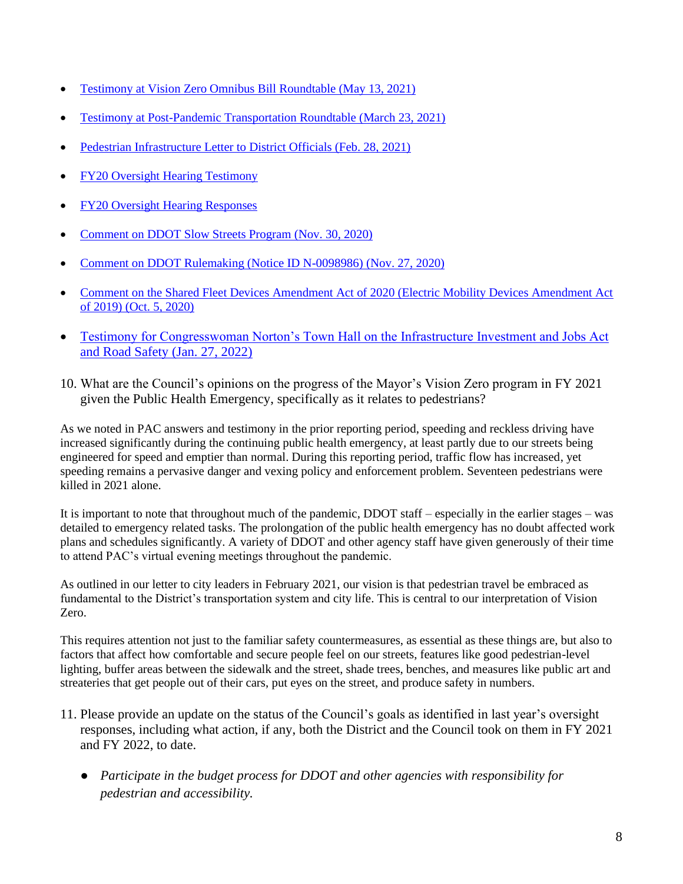- Testimony at Vision Zero Omnibus Bill Roundtable (May 13, 2021)
- Testimony at Post-Pandemic Transportation Roundtable (March 23, 2021)
- Pedestrian Infrastructure Letter to District Officials (Feb. 28, 2021)
- FY20 Oversight Hearing Testimony
- FY20 Oversight Hearing Responses
- Comment on DDOT Slow Streets Program (Nov. 30, 2020)
- Comment on DDOT Rulemaking (Notice ID N-0098986) (Nov. 27, 2020)
- Comment on the Shared Fleet Devices Amendment Act of 2020 (Electric Mobility Devices Amendment Act of 2019) (Oct. 5, 2020)
- Testimony for Congresswoman Norton's Town Hall on the Infrastructure Investment and Jobs Act and Road Safety (Jan. 27, 2022)

10. What are the Council's opinions on the progress of the Mayor's Vision Zero program in FY 2021 given the Public Health Emergency, specifically as it relates to pedestrians?

As we noted in PAC answers and testimony in the prior reporting period, speeding and reckless driving have increased significantly during the continuing public health emergency, at least partly due to our streets being engineered for speed and emptier than normal. During this reporting period, traffic flow has increased, yet speeding remains a pervasive danger and vexing policy and enforcement problem. Seventeen pedestrians were killed in 2021 alone.

It is important to note that throughout much of the pandemic, DDOT staff – especially in the earlier stages – was detailed to emergency related tasks. The prolongation of the public health emergency has no doubt affected work plans and schedules significantly. A variety of DDOT and other agency staff have given generously of their time to attend PAC's virtual evening meetings throughout the pandemic.

As outlined in our letter to city leaders in February 2021, our vision is that pedestrian travel be embraced as fundamental to the District's transportation system and city life. This is central to our interpretation of Vision Zero.

This requires attention not just to the familiar safety countermeasures, as essential as these things are, but also to factors that affect how comfortable and secure people feel on our streets, features like good pedestrian-level lighting, buffer areas between the sidewalk and the street, shade trees, benches, and measures like public art and streateries that get people out of their cars, put eyes on the street, and produce safety in numbers.

11. Please provide an update on the status of the Council's goals as identified in last year's oversight responses, including what action, if any, both the District and the Council took on them in FY 2021 and FY 2022, to date.

   - *Participate in the budget process for DDOT and other agencies with responsibility for pedestrian and accessibility.*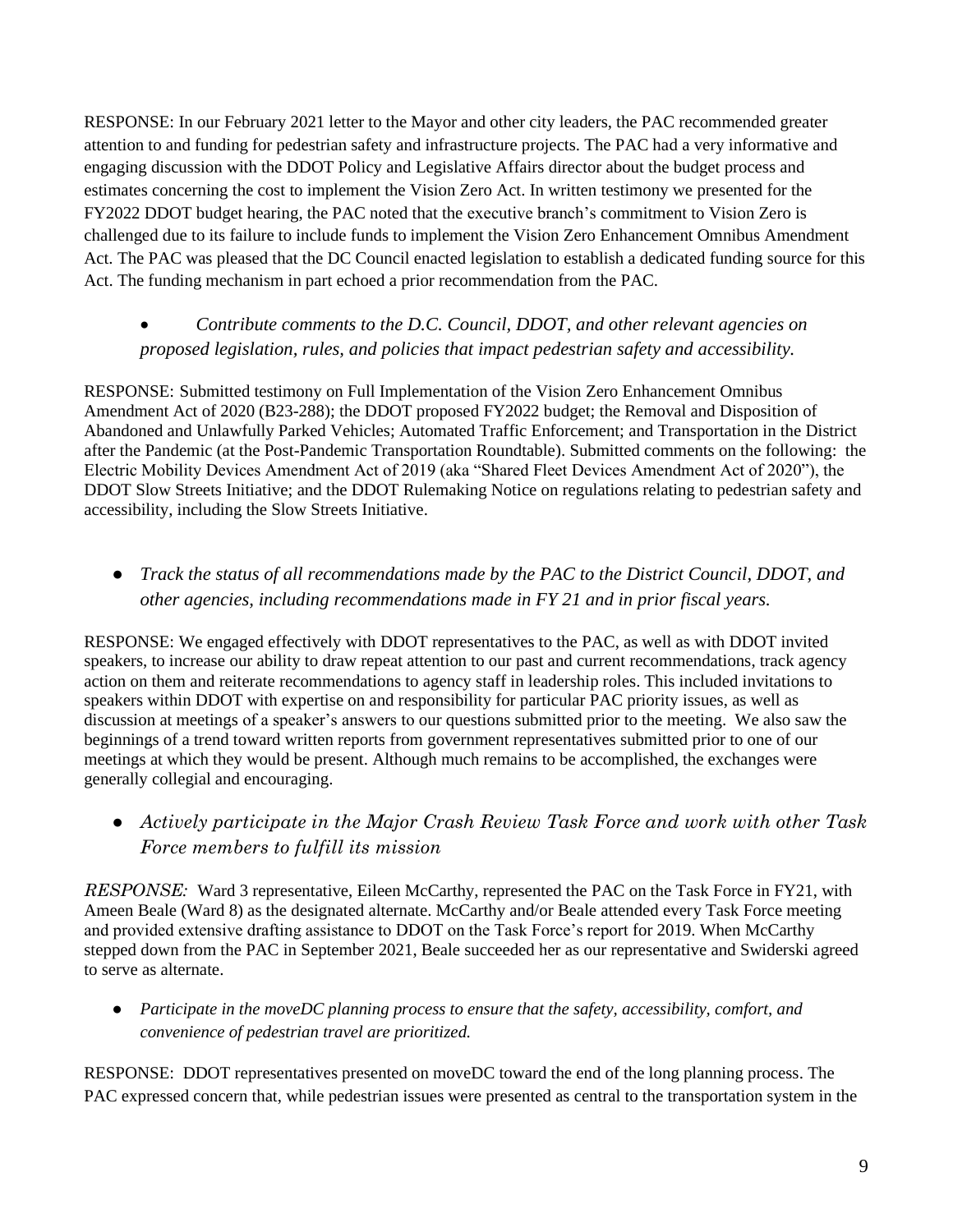RESPONSE: In our February 2021 letter to the Mayor and other city leaders, the PAC recommended greater attention to and funding for pedestrian safety and infrastructure projects. The PAC had a very informative and engaging discussion with the DDOT Policy and Legislative Affairs director about the budget process and estimates concerning the cost to implement the Vision Zero Act. In written testimony we presented for the FY2022 DDOT budget hearing, the PAC noted that the executive branch's commitment to Vision Zero is challenged due to its failure to include funds to implement the Vision Zero Enhancement Omnibus Amendment Act. The PAC was pleased that the DC Council enacted legislation to establish a dedicated funding source for this Act. The funding mechanism in part echoed a prior recommendation from the PAC.

- *Contribute comments to the D.C. Council, DDOT, and other relevant agencies on proposed legislation, rules, and policies that impact pedestrian safety and accessibility.*

RESPONSE: Submitted testimony on Full Implementation of the Vision Zero Enhancement Omnibus Amendment Act of 2020 (B23-288); the DDOT proposed FY2022 budget; the Removal and Disposition of Abandoned and Unlawfully Parked Vehicles; Automated Traffic Enforcement; and Transportation in the District after the Pandemic (at the Post-Pandemic Transportation Roundtable). Submitted comments on the following: the Electric Mobility Devices Amendment Act of 2019 (aka "Shared Fleet Devices Amendment Act of 2020"), the DDOT Slow Streets Initiative; and the DDOT Rulemaking Notice on regulations relating to pedestrian safety and accessibility, including the Slow Streets Initiative.

- *Track the status of all recommendations made by the PAC to the District Council, DDOT, and other agencies, including recommendations made in FY 21 and in prior fiscal years.*

RESPONSE: We engaged effectively with DDOT representatives to the PAC, as well as with DDOT invited speakers, to increase our ability to draw repeat attention to our past and current recommendations, track agency action on them and reiterate recommendations to agency staff in leadership roles. This included invitations to speakers within DDOT with expertise on and responsibility for particular PAC priority issues, as well as discussion at meetings of a speaker's answers to our questions submitted prior to the meeting. We also saw the beginnings of a trend toward written reports from government representatives submitted prior to one of our meetings at which they would be present. Although much remains to be accomplished, the exchanges were generally collegial and encouraging.

- *Actively participate in the Major Crash Review Task Force and work with other Task Force members to fulfill its mission*

*RESPONSE:* Ward 3 representative, Eileen McCarthy, represented the PAC on the Task Force in FY21, with Ameen Beale (Ward 8) as the designated alternate. McCarthy and/or Beale attended every Task Force meeting and provided extensive drafting assistance to DDOT on the Task Force's report for 2019. When McCarthy stepped down from the PAC in September 2021, Beale succeeded her as our representative and Swiderski agreed to serve as alternate.

- *Participate in the moveDC planning process to ensure that the safety, accessibility, comfort, and convenience of pedestrian travel are prioritized.*

RESPONSE: DDOT representatives presented on moveDC toward the end of the long planning process. The PAC expressed concern that, while pedestrian issues were presented as central to the transportation system in the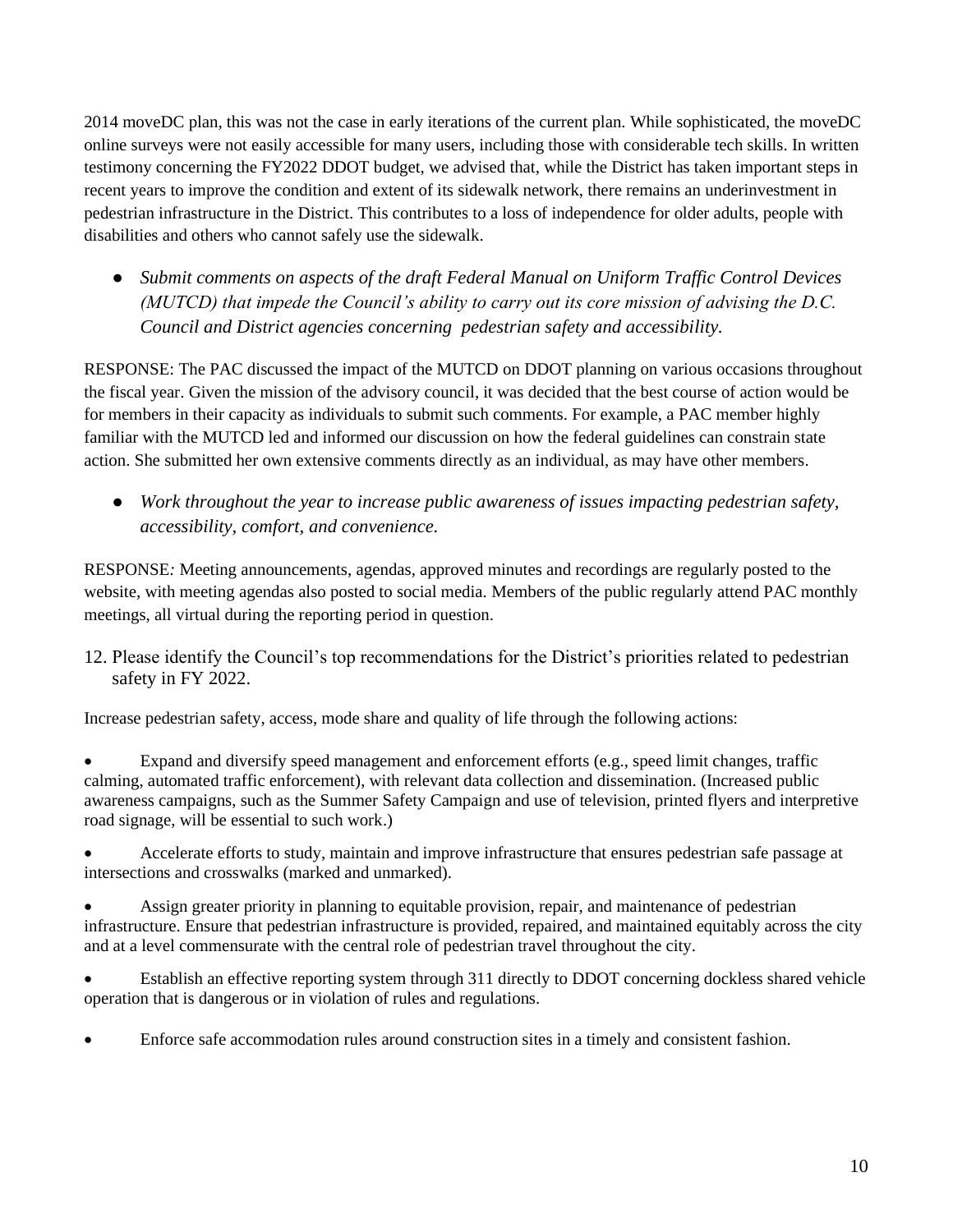2014 moveDC plan, this was not the case in early iterations of the current plan. While sophisticated, the moveDC online surveys were not easily accessible for many users, including those with considerable tech skills. In written testimony concerning the FY2022 DDOT budget, we advised that, while the District has taken important steps in recent years to improve the condition and extent of its sidewalk network, there remains an underinvestment in pedestrian infrastructure in the District. This contributes to a loss of independence for older adults, people with disabilities and others who cannot safely use the sidewalk.

- *Submit comments on aspects of the draft Federal Manual on Uniform Traffic Control Devices (MUTCD) that impede the Council's ability to carry out its core mission of advising the D.C. Council and District agencies concerning pedestrian safety and accessibility.*

RESPONSE: The PAC discussed the impact of the MUTCD on DDOT planning on various occasions throughout the fiscal year. Given the mission of the advisory council, it was decided that the best course of action would be for members in their capacity as individuals to submit such comments. For example, a PAC member highly familiar with the MUTCD led and informed our discussion on how the federal guidelines can constrain state action. She submitted her own extensive comments directly as an individual, as may have other members.

- *Work throughout the year to increase public awareness of issues impacting pedestrian safety, accessibility, comfort, and convenience.*

RESPONSE*:* Meeting announcements, agendas, approved minutes and recordings are regularly posted to the website, with meeting agendas also posted to social media. Members of the public regularly attend PAC monthly meetings, all virtual during the reporting period in question.

12. Please identify the Council's top recommendations for the District's priorities related to pedestrian safety in FY 2022.

Increase pedestrian safety, access, mode share and quality of life through the following actions:

- Expand and diversify speed management and enforcement efforts (e.g., speed limit changes, traffic calming, automated traffic enforcement), with relevant data collection and dissemination. (Increased public awareness campaigns, such as the Summer Safety Campaign and use of television, printed flyers and interpretive road signage, will be essential to such work.)
- Accelerate efforts to study, maintain and improve infrastructure that ensures pedestrian safe passage at intersections and crosswalks (marked and unmarked).
- Assign greater priority in planning to equitable provision, repair, and maintenance of pedestrian infrastructure. Ensure that pedestrian infrastructure is provided, repaired, and maintained equitably across the city and at a level commensurate with the central role of pedestrian travel throughout the city.
- Establish an effective reporting system through 311 directly to DDOT concerning dockless shared vehicle operation that is dangerous or in violation of rules and regulations.
- Enforce safe accommodation rules around construction sites in a timely and consistent fashion.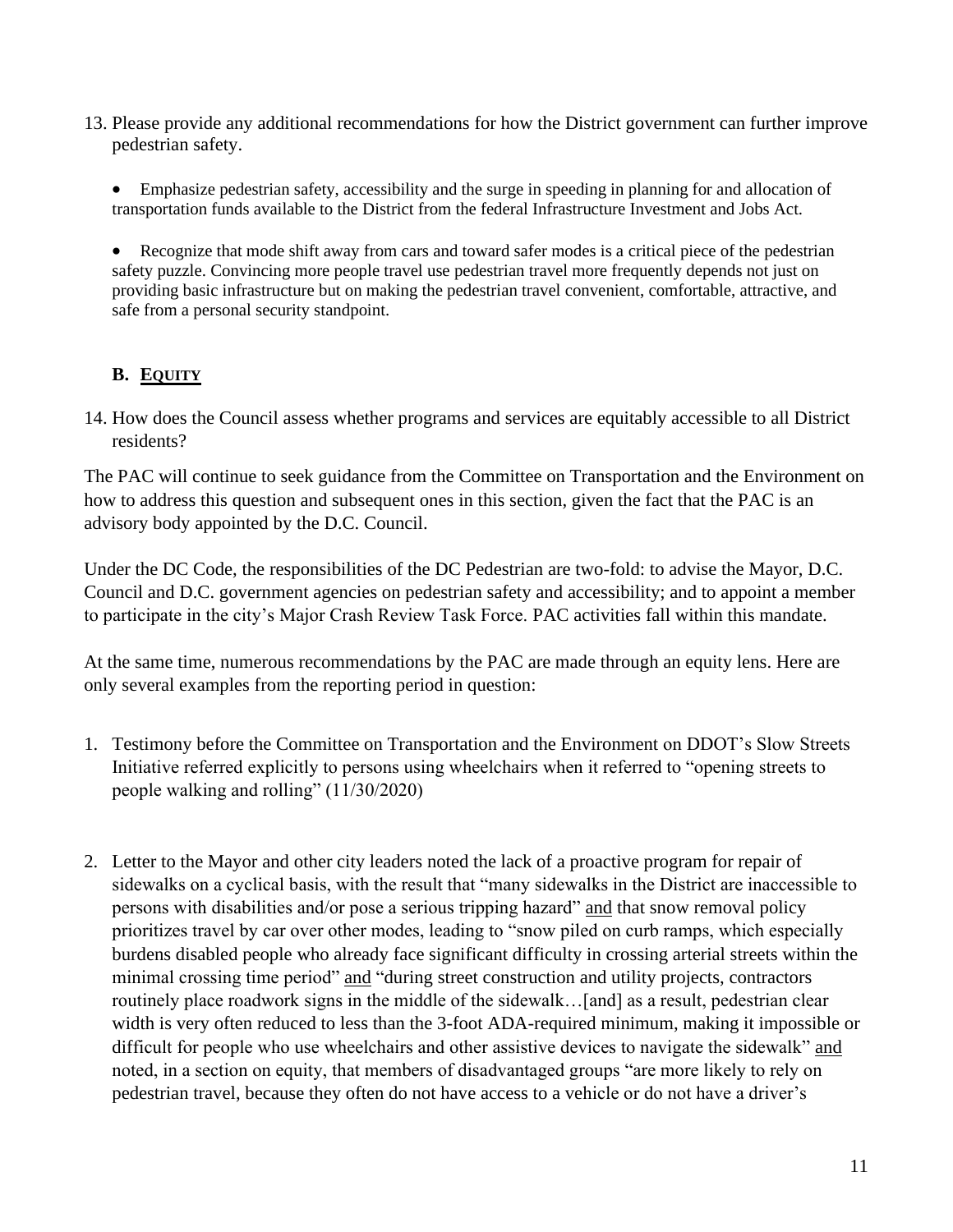13. Please provide any additional recommendations for how the District government can further improve pedestrian safety.

    - Emphasize pedestrian safety, accessibility and the surge in speeding in planning for and allocation of transportation funds available to the District from the federal Infrastructure Investment and Jobs Act.

    - Recognize that mode shift away from cars and toward safer modes is a critical piece of the pedestrian safety puzzle. Convincing more people travel use pedestrian travel more frequently depends not just on providing basic infrastructure but on making the pedestrian travel convenient, comfortable, attractive, and safe from a personal security standpoint.

## B. EQUITY

14. How does the Council assess whether programs and services are equitably accessible to all District residents?

The PAC will continue to seek guidance from the Committee on Transportation and the Environment on how to address this question and subsequent ones in this section, given the fact that the PAC is an advisory body appointed by the D.C. Council.

Under the DC Code, the responsibilities of the DC Pedestrian are two-fold: to advise the Mayor, D.C. Council and D.C. government agencies on pedestrian safety and accessibility; and to appoint a member to participate in the city's Major Crash Review Task Force. PAC activities fall within this mandate.

At the same time, numerous recommendations by the PAC are made through an equity lens. Here are only several examples from the reporting period in question:

1. Testimony before the Committee on Transportation and the Environment on DDOT's Slow Streets Initiative referred explicitly to persons using wheelchairs when it referred to "opening streets to people walking and rolling" (11/30/2020)

2. Letter to the Mayor and other city leaders noted the lack of a proactive program for repair of sidewalks on a cyclical basis, with the result that "many sidewalks in the District are inaccessible to persons with disabilities and/or pose a serious tripping hazard" <u>and</u> that snow removal policy prioritizes travel by car over other modes, leading to "snow piled on curb ramps, which especially burdens disabled people who already face significant difficulty in crossing arterial streets within the minimal crossing time period" <u>and</u> "during street construction and utility projects, contractors routinely place roadwork signs in the middle of the sidewalk…[and] as a result, pedestrian clear width is very often reduced to less than the 3-foot ADA-required minimum, making it impossible or difficult for people who use wheelchairs and other assistive devices to navigate the sidewalk" <u>and</u> noted, in a section on equity, that members of disadvantaged groups "are more likely to rely on pedestrian travel, because they often do not have access to a vehicle or do not have a driver's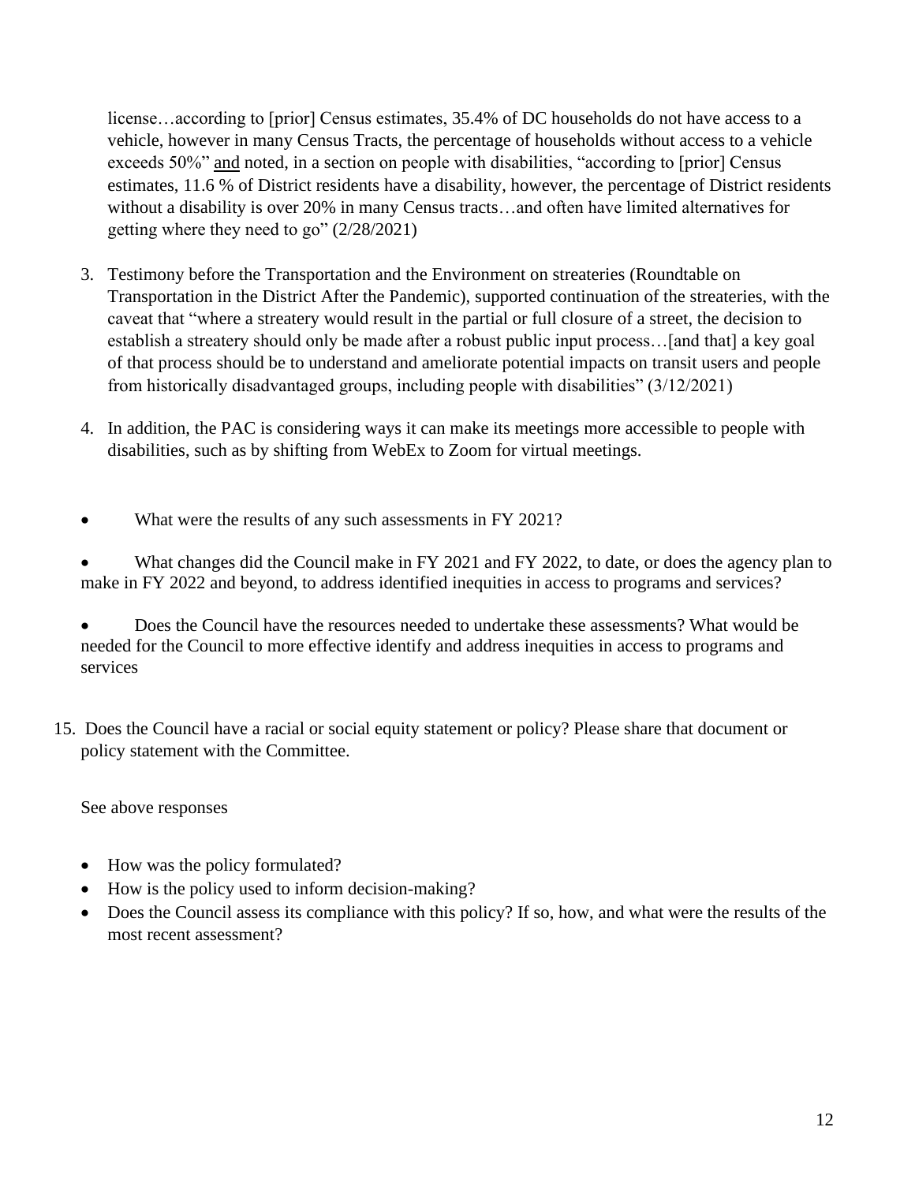license…according to [prior] Census estimates, 35.4% of DC households do not have access to a vehicle, however in many Census Tracts, the percentage of households without access to a vehicle exceeds 50%" <u>and</u> noted, in a section on people with disabilities, "according to [prior] Census estimates, 11.6 % of District residents have a disability, however, the percentage of District residents without a disability is over 20% in many Census tracts…and often have limited alternatives for getting where they need to go" (2/28/2021)

3. Testimony before the Transportation and the Environment on streateries (Roundtable on Transportation in the District After the Pandemic), supported continuation of the streateries, with the caveat that "where a streatery would result in the partial or full closure of a street, the decision to establish a streatery should only be made after a robust public input process…[and that] a key goal of that process should be to understand and ameliorate potential impacts on transit users and people from historically disadvantaged groups, including people with disabilities" (3/12/2021)

4. In addition, the PAC is considering ways it can make its meetings more accessible to people with disabilities, such as by shifting from WebEx to Zoom for virtual meetings.

- What were the results of any such assessments in FY 2021?
- What changes did the Council make in FY 2021 and FY 2022, to date, or does the agency plan to make in FY 2022 and beyond, to address identified inequities in access to programs and services?
- Does the Council have the resources needed to undertake these assessments? What would be needed for the Council to more effective identify and address inequities in access to programs and services

15. Does the Council have a racial or social equity statement or policy? Please share that document or policy statement with the Committee.

See above responses

- How was the policy formulated?
- How is the policy used to inform decision-making?
- Does the Council assess its compliance with this policy? If so, how, and what were the results of the most recent assessment?